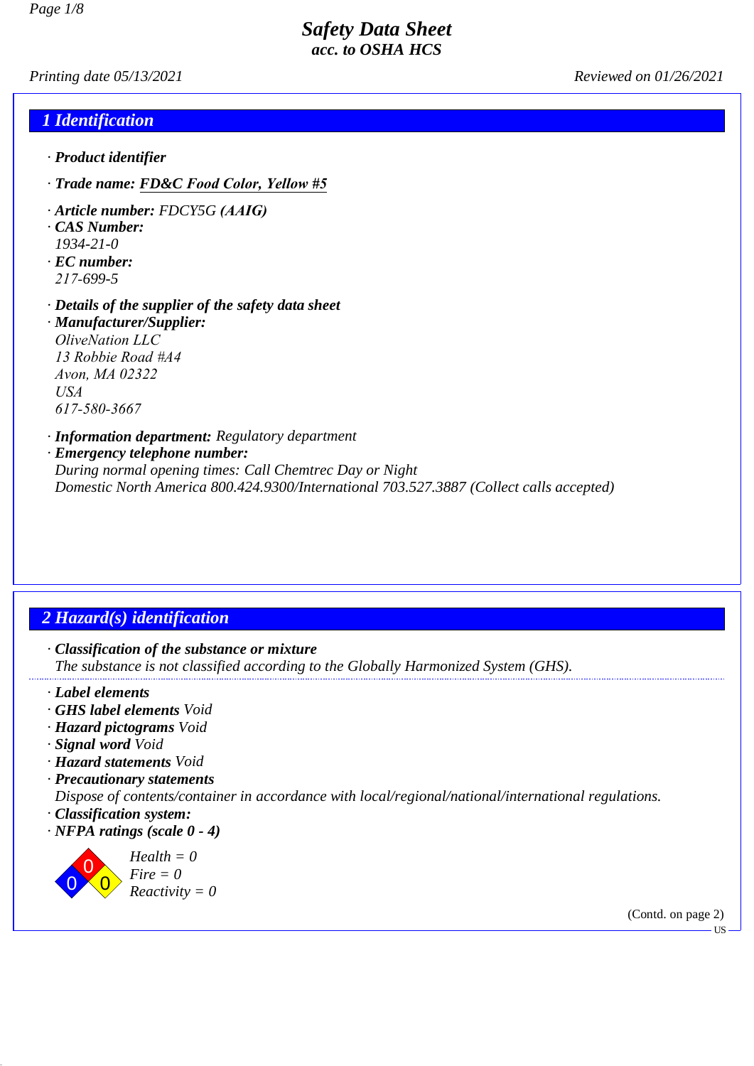# Safety Data Sheet
## acc. to OSHA HCS

*Printing date 05/13/2021* *Reviewed on 01/26/2021*

## 1 Identification

· **Product identifier**

· **Trade name: FD&C Food Color, Yellow #5**

· **Article number:** FDCY5G **(AAIG)**
· **CAS Number:**
1934-21-0
· **EC number:**
217-699-5

· **Details of the supplier of the safety data sheet**
· **Manufacturer/Supplier:**
OliveNation LLC
13 Robbie Road #A4
Avon, MA 02322
USA
617-580-3667

· **Information department:** Regulatory department
· **Emergency telephone number:**
During normal opening times: Call Chemtrec Day or Night
Domestic North America 800.424.9300/International 703.527.3887 (Collect calls accepted)

## 2 Hazard(s) identification

· **Classification of the substance or mixture**
The substance is not classified according to the Globally Harmonized System (GHS).

· **Label elements**
· **GHS label elements** Void
· **Hazard pictograms** Void
· **Signal word** Void
· **Hazard statements** Void
· **Precautionary statements**
Dispose of contents/container in accordance with local/regional/national/international regulations.
· **Classification system:**
· **NFPA ratings (scale 0 - 4)**

Health = 0
Fire = 0
Reactivity = 0

(Contd. on page 2)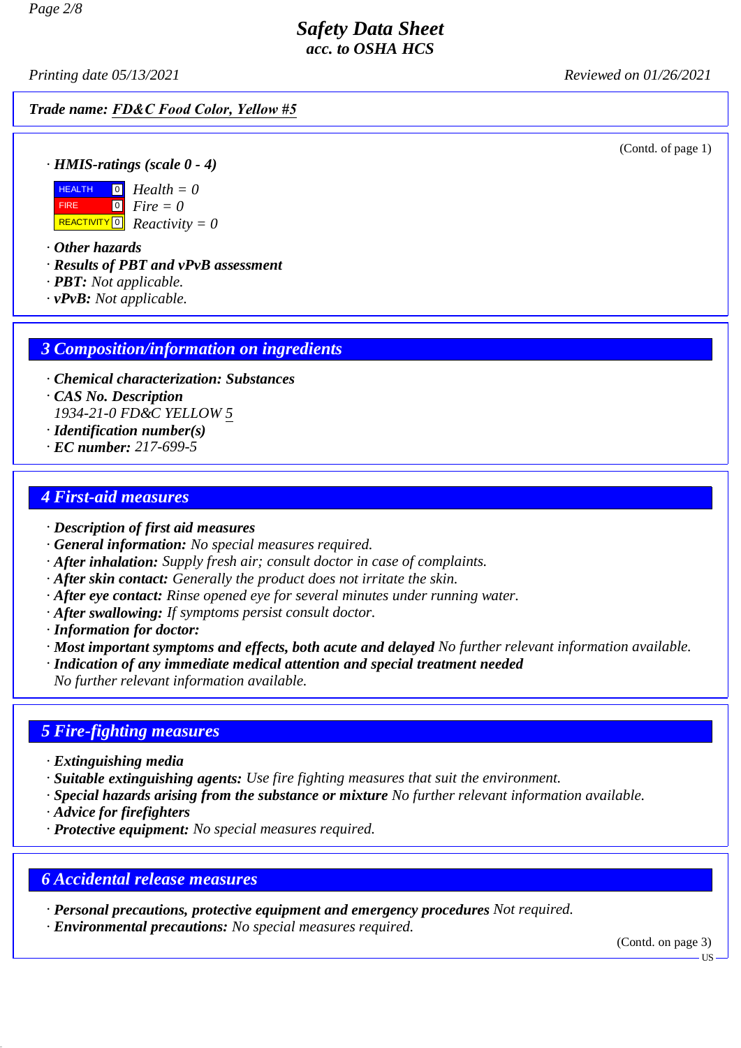Safety Data Sheet
acc. to OSHA HCS

Printing date 05/13/2021 Reviewed on 01/26/2021

**Trade name:** FD&C Food Color, Yellow #5

(Contd. of page 1)

· **HMIS-ratings (scale 0 - 4)**

| | | |
|---|---|---|
| HEALTH | 0 | Health = 0 |
| FIRE | 0 | Fire = 0 |
| REACTIVITY | 0 | Reactivity = 0 |

· **Other hazards**
· **Results of PBT and vPvB assessment**
· **PBT:** Not applicable.
· **vPvB:** Not applicable.

## 3 Composition/information on ingredients

· **Chemical characterization: Substances**
· **CAS No. Description**
1934-21-0 FD&C YELLOW 5
· **Identification number(s)**
· **EC number:** 217-699-5

## 4 First-aid measures

· **Description of first aid measures**
· **General information:** No special measures required.
· **After inhalation:** Supply fresh air; consult doctor in case of complaints.
· **After skin contact:** Generally the product does not irritate the skin.
· **After eye contact:** Rinse opened eye for several minutes under running water.
· **After swallowing:** If symptoms persist consult doctor.
· **Information for doctor:**
· **Most important symptoms and effects, both acute and delayed** No further relevant information available.
· **Indication of any immediate medical attention and special treatment needed**
No further relevant information available.

## 5 Fire-fighting measures

· **Extinguishing media**
· **Suitable extinguishing agents:** Use fire fighting measures that suit the environment.
· **Special hazards arising from the substance or mixture** No further relevant information available.
· **Advice for firefighters**
· **Protective equipment:** No special measures required.

## 6 Accidental release measures

· **Personal precautions, protective equipment and emergency procedures** Not required.
· **Environmental precautions:** No special measures required.

(Contd. on page 3)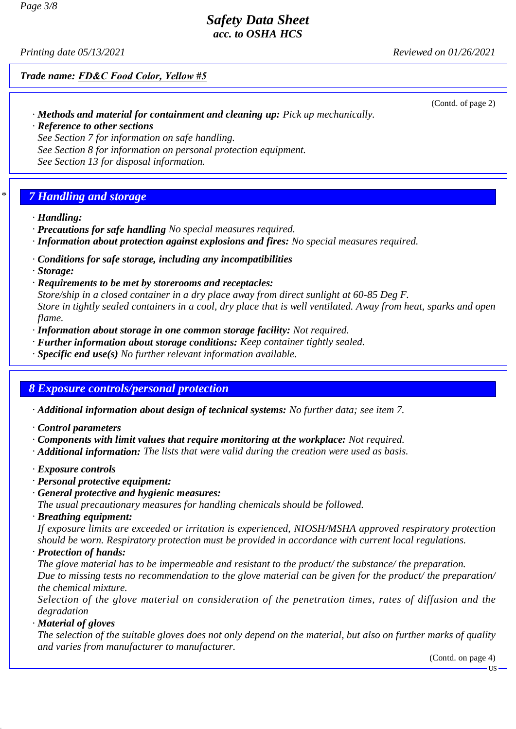Trade name: FD&C Food Color, Yellow #5

(Contd. of page 2)

· **Methods and material for containment and cleaning up:** Pick up mechanically.
· **Reference to other sections**
See Section 7 for information on safe handling.
See Section 8 for information on personal protection equipment.
See Section 13 for disposal information.

## * 7 Handling and storage

· **Handling:**
· **Precautions for safe handling** No special measures required.
· **Information about protection against explosions and fires:** No special measures required.

· **Conditions for safe storage, including any incompatibilities**
· **Storage:**
· **Requirements to be met by storerooms and receptacles:**
Store/ship in a closed container in a dry place away from direct sunlight at 60-85 Deg F.
Store in tightly sealed containers in a cool, dry place that is well ventilated. Away from heat, sparks and open flame.
· **Information about storage in one common storage facility:** Not required.
· **Further information about storage conditions:** Keep container tightly sealed.
· **Specific end use(s)** No further relevant information available.

## 8 Exposure controls/personal protection

· **Additional information about design of technical systems:** No further data; see item 7.

· **Control parameters**
· **Components with limit values that require monitoring at the workplace:** Not required.
· **Additional information:** The lists that were valid during the creation were used as basis.

· **Exposure controls**
· **Personal protective equipment:**
· **General protective and hygienic measures:**
The usual precautionary measures for handling chemicals should be followed.
· **Breathing equipment:**
If exposure limits are exceeded or irritation is experienced, NIOSH/MSHA approved respiratory protection should be worn. Respiratory protection must be provided in accordance with current local regulations.
· **Protection of hands:**
The glove material has to be impermeable and resistant to the product/ the substance/ the preparation.
Due to missing tests no recommendation to the glove material can be given for the product/ the preparation/ the chemical mixture.
Selection of the glove material on consideration of the penetration times, rates of diffusion and the degradation
· **Material of gloves**
The selection of the suitable gloves does not only depend on the material, but also on further marks of quality and varies from manufacturer to manufacturer.

(Contd. on page 4)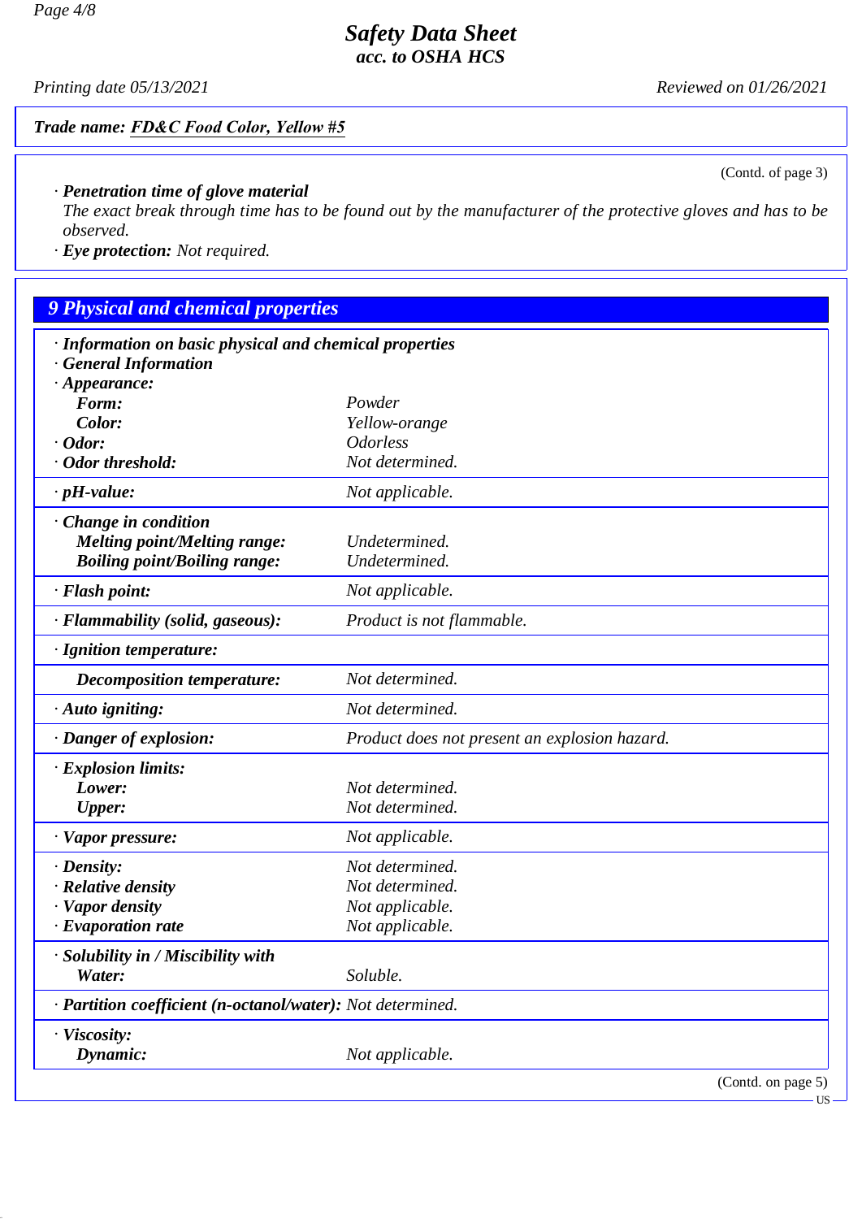**Trade name: FD&C Food Color, Yellow #5**

(Contd. of page 3)

· **Penetration time of glove material**
The exact break through time has to be found out by the manufacturer of the protective gloves and has to be observed.

· **Eye protection:** Not required.

## 9 Physical and chemical properties

· **Information on basic physical and chemical properties**
· **General Information**

| | |
|---|---|
| · **Appearance:** | |
| **Form:** | Powder |
| **Color:** | Yellow-orange |
| · **Odor:** | Odorless |
| · **Odor threshold:** | Not determined. |
| · **pH-value:** | Not applicable. |
| · **Change in condition** | |
| **Melting point/Melting range:** | Undetermined. |
| **Boiling point/Boiling range:** | Undetermined. |
| · **Flash point:** | Not applicable. |
| · **Flammability (solid, gaseous):** | Product is not flammable. |
| · **Ignition temperature:** | |
| **Decomposition temperature:** | Not determined. |
| · **Auto igniting:** | Not determined. |
| · **Danger of explosion:** | Product does not present an explosion hazard. |
| · **Explosion limits:** | |
| **Lower:** | Not determined. |
| **Upper:** | Not determined. |
| · **Vapor pressure:** | Not applicable. |
| · **Density:** | Not determined. |
| · **Relative density** | Not determined. |
| · **Vapor density** | Not applicable. |
| · **Evaporation rate** | Not applicable. |
| · **Solubility in / Miscibility with** | |
| **Water:** | Soluble. |
| · **Partition coefficient (n-octanol/water):** | Not determined. |
| · **Viscosity:** | |
| **Dynamic:** | Not applicable. |

(Contd. on page 5)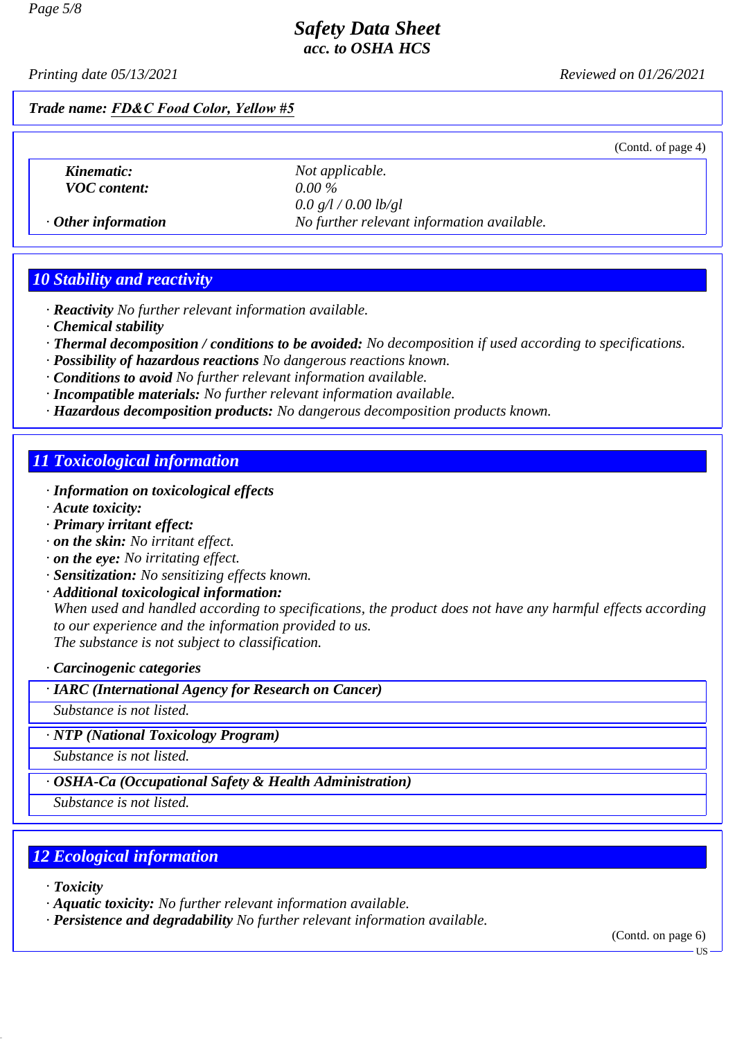**Trade name: FD&C Food Color, Yellow #5**

(Contd. of page 4)

| | |
|---|---|
| **Kinematic:** | Not applicable. |
| **VOC content:** | 0.00 % |
| | 0.0 g/l / 0.00 lb/gl |
| · **Other information** | No further relevant information available. |

## 10 Stability and reactivity

· **Reactivity** No further relevant information available.
· **Chemical stability**
· **Thermal decomposition / conditions to be avoided:** No decomposition if used according to specifications.
· **Possibility of hazardous reactions** No dangerous reactions known.
· **Conditions to avoid** No further relevant information available.
· **Incompatible materials:** No further relevant information available.
· **Hazardous decomposition products:** No dangerous decomposition products known.

## 11 Toxicological information

· **Information on toxicological effects**
· **Acute toxicity:**
· **Primary irritant effect:**
· **on the skin:** No irritant effect.
· **on the eye:** No irritating effect.
· **Sensitization:** No sensitizing effects known.
· **Additional toxicological information:**
When used and handled according to specifications, the product does not have any harmful effects according to our experience and the information provided to us.
The substance is not subject to classification.

· **Carcinogenic categories**

· **IARC (International Agency for Research on Cancer)**
Substance is not listed.

· **NTP (National Toxicology Program)**
Substance is not listed.

· **OSHA-Ca (Occupational Safety & Health Administration)**
Substance is not listed.

## 12 Ecological information

· **Toxicity**
· **Aquatic toxicity:** No further relevant information available.
· **Persistence and degradability** No further relevant information available.

(Contd. on page 6)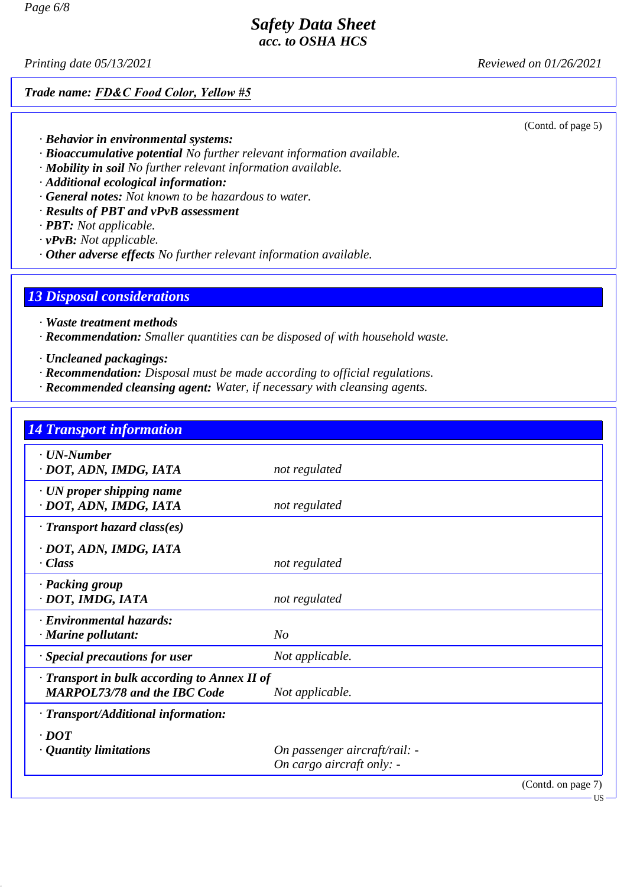**Trade name: FD&C Food Color, Yellow #5**

(Contd. of page 5)

· **Behavior in environmental systems:**
· **Bioaccumulative potential** No further relevant information available.
· **Mobility in soil** No further relevant information available.
· **Additional ecological information:**
· **General notes:** Not known to be hazardous to water.
· **Results of PBT and vPvB assessment**
· **PBT:** Not applicable.
· **vPvB:** Not applicable.
· **Other adverse effects** No further relevant information available.

## 13 Disposal considerations

· **Waste treatment methods**
· **Recommendation:** Smaller quantities can be disposed of with household waste.

· **Uncleaned packagings:**
· **Recommendation:** Disposal must be made according to official regulations.
· **Recommended cleansing agent:** Water, if necessary with cleansing agents.

## 14 Transport information

| | |
|---|---|
| · **UN-Number**<br>· **DOT, ADN, IMDG, IATA** | not regulated |
| · **UN proper shipping name**<br>· **DOT, ADN, IMDG, IATA** | not regulated |
| · **Transport hazard class(es)**<br>· **DOT, ADN, IMDG, IATA**<br>· **Class** | not regulated |
| · **Packing group**<br>· **DOT, IMDG, IATA** | not regulated |
| · **Environmental hazards:**<br>· **Marine pollutant:** | No |
| · **Special precautions for user** | Not applicable. |
| · **Transport in bulk according to Annex II of MARPOL73/78 and the IBC Code** | Not applicable. |
| · **Transport/Additional information:** | |
| · **DOT**<br>· **Quantity limitations** | On passenger aircraft/rail: -<br>On cargo aircraft only: - |

(Contd. on page 7)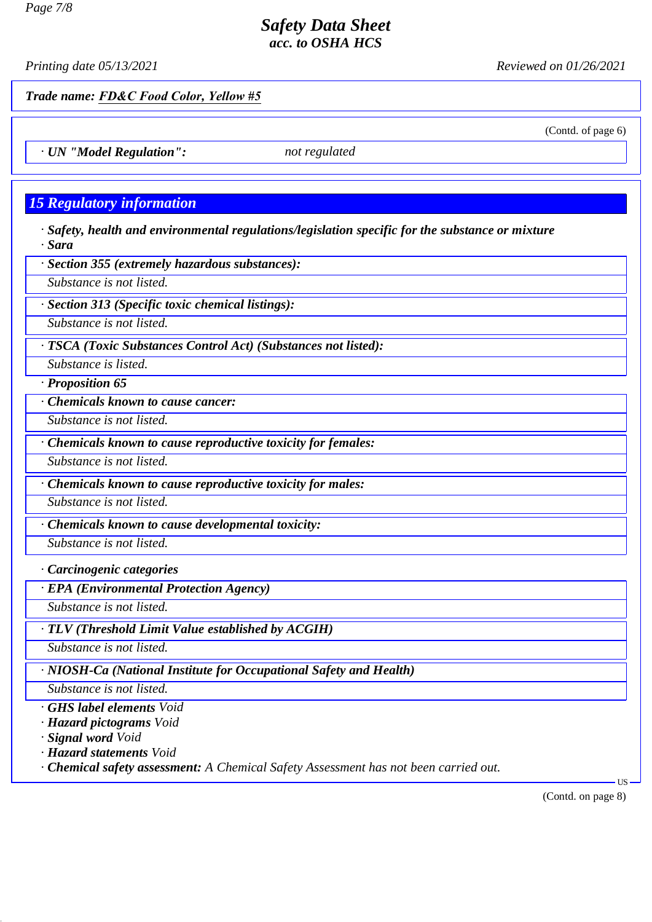**Trade name: FD&C Food Color, Yellow #5**

(Contd. of page 6)

· **UN "Model Regulation":** *not regulated*

## 15 Regulatory information

· ***Safety, health and environmental regulations/legislation specific for the substance or mixture***

· ***Sara***

· ***Section 355 (extremely hazardous substances):***

*Substance is not listed.*

· ***Section 313 (Specific toxic chemical listings):***

*Substance is not listed.*

· ***TSCA (Toxic Substances Control Act) (Substances not listed):***

*Substance is listed.*

· ***Proposition 65***

· ***Chemicals known to cause cancer:***

*Substance is not listed.*

· ***Chemicals known to cause reproductive toxicity for females:***

*Substance is not listed.*

· ***Chemicals known to cause reproductive toxicity for males:***

*Substance is not listed.*

· ***Chemicals known to cause developmental toxicity:***

*Substance is not listed.*

· ***Carcinogenic categories***

· ***EPA (Environmental Protection Agency)***

*Substance is not listed.*

· ***TLV (Threshold Limit Value established by ACGIH)***

*Substance is not listed.*

· ***NIOSH-Ca (National Institute for Occupational Safety and Health)***

*Substance is not listed.*

· ***GHS label elements*** *Void*

· ***Hazard pictograms*** *Void*

· ***Signal word*** *Void*

· ***Hazard statements*** *Void*

· ***Chemical safety assessment:*** *A Chemical Safety Assessment has not been carried out.*

(Contd. on page 8)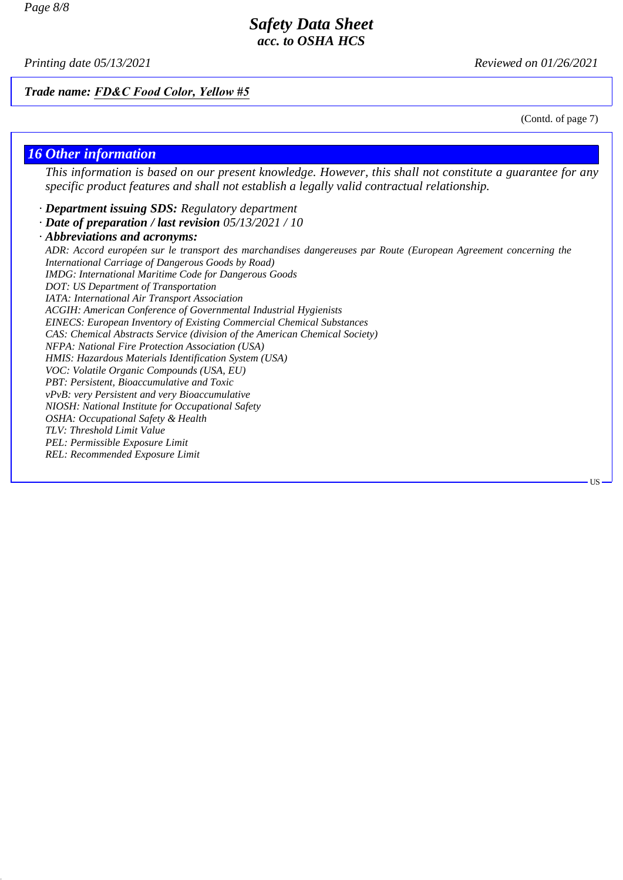*Trade name: FD&C Food Color, Yellow #5*

(Contd. of page 7)

## 16 Other information

*This information is based on our present knowledge. However, this shall not constitute a guarantee for any specific product features and shall not establish a legally valid contractual relationship.*

· ***Department issuing SDS:*** *Regulatory department*
· ***Date of preparation / last revision*** *05/13/2021 / 10*
· ***Abbreviations and acronyms:***

*ADR: Accord européen sur le transport des marchandises dangereuses par Route (European Agreement concerning the International Carriage of Dangerous Goods by Road)*
*IMDG: International Maritime Code for Dangerous Goods*
*DOT: US Department of Transportation*
*IATA: International Air Transport Association*
*ACGIH: American Conference of Governmental Industrial Hygienists*
*EINECS: European Inventory of Existing Commercial Chemical Substances*
*CAS: Chemical Abstracts Service (division of the American Chemical Society)*
*NFPA: National Fire Protection Association (USA)*
*HMIS: Hazardous Materials Identification System (USA)*
*VOC: Volatile Organic Compounds (USA, EU)*
*PBT: Persistent, Bioaccumulative and Toxic*
*vPvB: very Persistent and very Bioaccumulative*
*NIOSH: National Institute for Occupational Safety*
*OSHA: Occupational Safety & Health*
*TLV: Threshold Limit Value*
*PEL: Permissible Exposure Limit*
*REL: Recommended Exposure Limit*

US